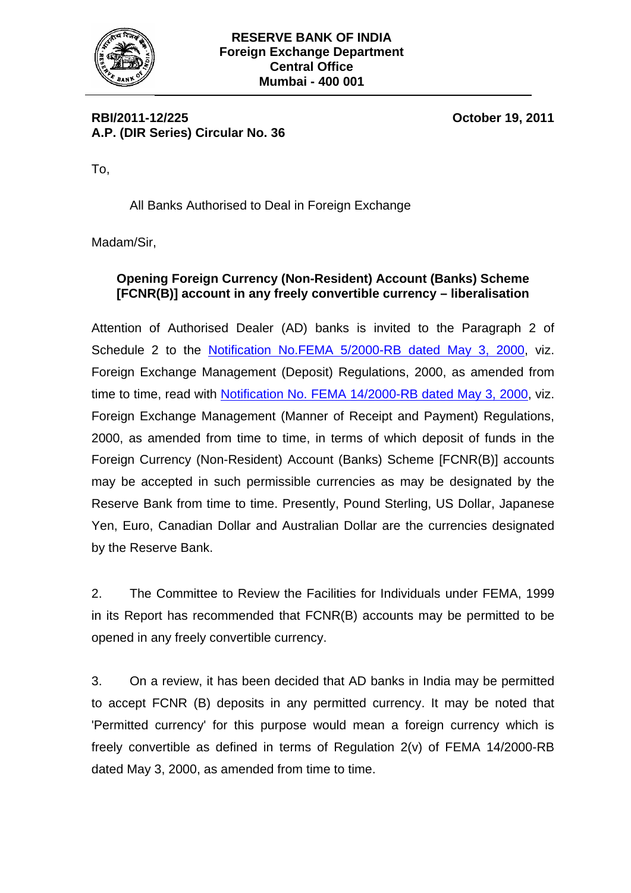**RESERVE BANK OF INDIA**
**Foreign Exchange Department**
**Central Office**
**Mumbai - 400 001**

**RBI/2011-12/225** **October 19, 2011**
**A.P. (DIR Series) Circular No. 36**

To,

All Banks Authorised to Deal in Foreign Exchange

Madam/Sir,

**Opening Foreign Currency (Non-Resident) Account (Banks) Scheme [FCNR(B)] account in any freely convertible currency – liberalisation**

Attention of Authorised Dealer (AD) banks is invited to the Paragraph 2 of Schedule 2 to the Notification No.FEMA 5/2000-RB dated May 3, 2000, viz. Foreign Exchange Management (Deposit) Regulations, 2000, as amended from time to time, read with Notification No. FEMA 14/2000-RB dated May 3, 2000, viz. Foreign Exchange Management (Manner of Receipt and Payment) Regulations, 2000, as amended from time to time, in terms of which deposit of funds in the Foreign Currency (Non-Resident) Account (Banks) Scheme [FCNR(B)] accounts may be accepted in such permissible currencies as may be designated by the Reserve Bank from time to time. Presently, Pound Sterling, US Dollar, Japanese Yen, Euro, Canadian Dollar and Australian Dollar are the currencies designated by the Reserve Bank.

2. The Committee to Review the Facilities for Individuals under FEMA, 1999 in its Report has recommended that FCNR(B) accounts may be permitted to be opened in any freely convertible currency.

3. On a review, it has been decided that AD banks in India may be permitted to accept FCNR (B) deposits in any permitted currency. It may be noted that 'Permitted currency' for this purpose would mean a foreign currency which is freely convertible as defined in terms of Regulation 2(v) of FEMA 14/2000-RB dated May 3, 2000, as amended from time to time.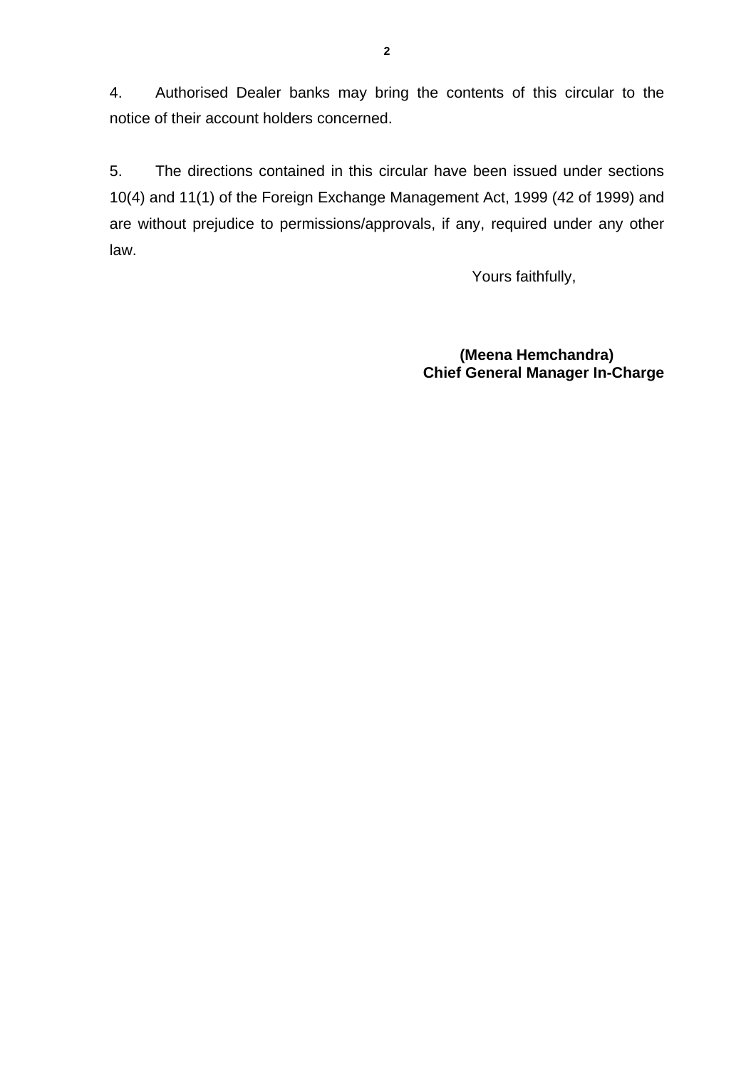4. Authorised Dealer banks may bring the contents of this circular to the notice of their account holders concerned.

5. The directions contained in this circular have been issued under sections 10(4) and 11(1) of the Foreign Exchange Management Act, 1999 (42 of 1999) and are without prejudice to permissions/approvals, if any, required under any other law.

Yours faithfully,

**(Meena Hemchandra)**
**Chief General Manager In-Charge**